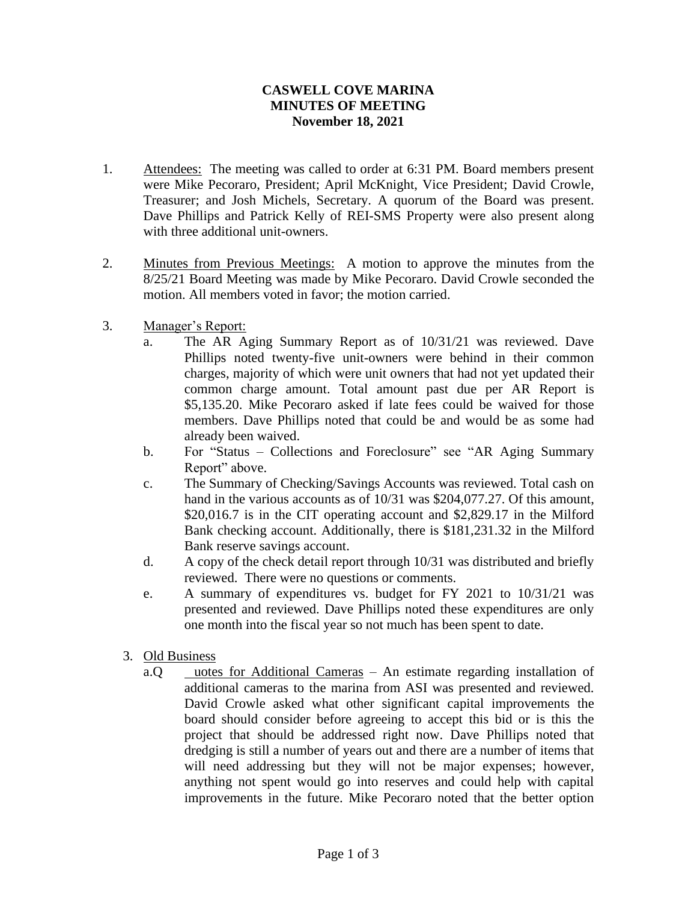# CASWELL COVE MARINA
## MINUTES OF MEETING
### November 18, 2021

1. Attendees: The meeting was called to order at 6:31 PM. Board members present were Mike Pecoraro, President; April McKnight, Vice President; David Crowle, Treasurer; and Josh Michels, Secretary. A quorum of the Board was present. Dave Phillips and Patrick Kelly of REI-SMS Property were also present along with three additional unit-owners.

2. Minutes from Previous Meetings: A motion to approve the minutes from the 8/25/21 Board Meeting was made by Mike Pecoraro. David Crowle seconded the motion. All members voted in favor; the motion carried.

3. Manager's Report:
   a. The AR Aging Summary Report as of 10/31/21 was reviewed. Dave Phillips noted twenty-five unit-owners were behind in their common charges, majority of which were unit owners that had not yet updated their common charge amount. Total amount past due per AR Report is $5,135.20. Mike Pecoraro asked if late fees could be waived for those members. Dave Phillips noted that could be and would be as some had already been waived.
   b. For "Status – Collections and Foreclosure" see "AR Aging Summary Report" above.
   c. The Summary of Checking/Savings Accounts was reviewed. Total cash on hand in the various accounts as of 10/31 was $204,077.27. Of this amount, $20,016.7 is in the CIT operating account and $2,829.17 in the Milford Bank checking account. Additionally, there is $181,231.32 in the Milford Bank reserve savings account.
   d. A copy of the check detail report through 10/31 was distributed and briefly reviewed. There were no questions or comments.
   e. A summary of expenditures vs. budget for FY 2021 to 10/31/21 was presented and reviewed. Dave Phillips noted these expenditures are only one month into the fiscal year so not much has been spent to date.

3. Old Business
   a. Quotes for Additional Cameras – An estimate regarding installation of additional cameras to the marina from ASI was presented and reviewed. David Crowle asked what other significant capital improvements the board should consider before agreeing to accept this bid or is this the project that should be addressed right now. Dave Phillips noted that dredging is still a number of years out and there are a number of items that will need addressing but they will not be major expenses; however, anything not spent would go into reserves and could help with capital improvements in the future. Mike Pecoraro noted that the better option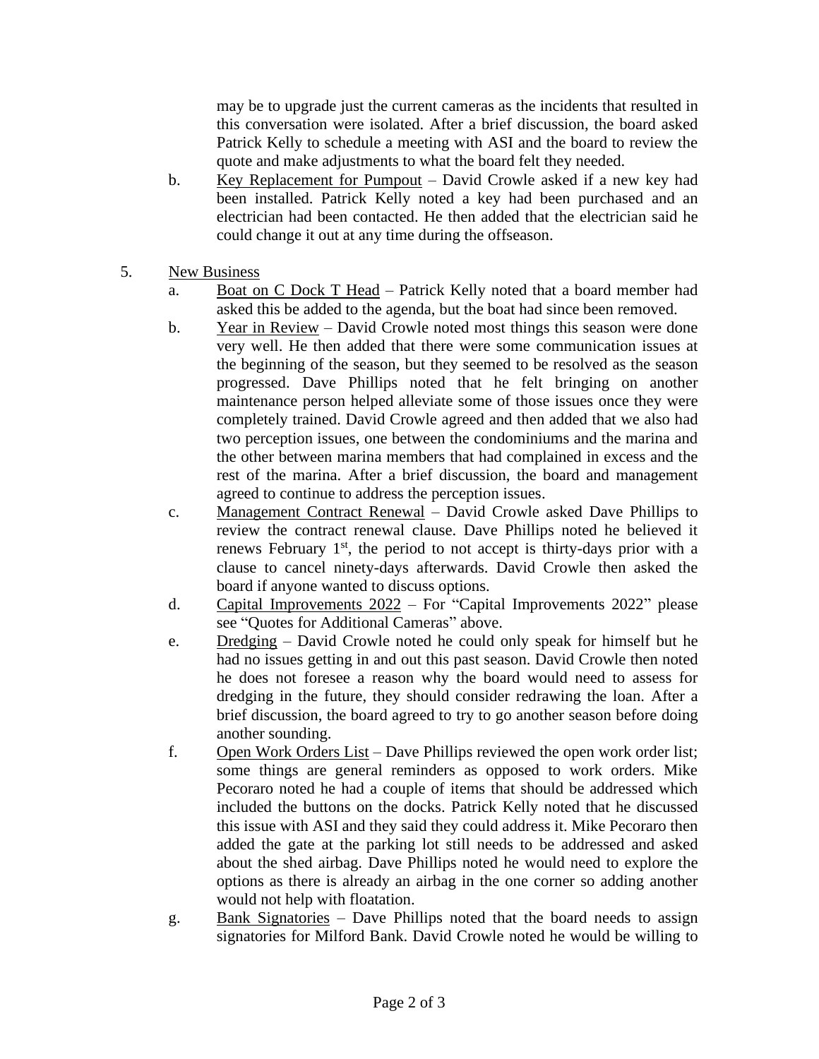may be to upgrade just the current cameras as the incidents that resulted in this conversation were isolated. After a brief discussion, the board asked Patrick Kelly to schedule a meeting with ASI and the board to review the quote and make adjustments to what the board felt they needed.

b. Key Replacement for Pumpout – David Crowle asked if a new key had been installed. Patrick Kelly noted a key had been purchased and an electrician had been contacted. He then added that the electrician said he could change it out at any time during the offseason.

5. New Business

a. Boat on C Dock T Head – Patrick Kelly noted that a board member had asked this be added to the agenda, but the boat had since been removed.

b. Year in Review – David Crowle noted most things this season were done very well. He then added that there were some communication issues at the beginning of the season, but they seemed to be resolved as the season progressed. Dave Phillips noted that he felt bringing on another maintenance person helped alleviate some of those issues once they were completely trained. David Crowle agreed and then added that we also had two perception issues, one between the condominiums and the marina and the other between marina members that had complained in excess and the rest of the marina. After a brief discussion, the board and management agreed to continue to address the perception issues.

c. Management Contract Renewal – David Crowle asked Dave Phillips to review the contract renewal clause. Dave Phillips noted he believed it renews February 1st, the period to not accept is thirty-days prior with a clause to cancel ninety-days afterwards. David Crowle then asked the board if anyone wanted to discuss options.

d. Capital Improvements 2022 – For "Capital Improvements 2022" please see "Quotes for Additional Cameras" above.

e. Dredging – David Crowle noted he could only speak for himself but he had no issues getting in and out this past season. David Crowle then noted he does not foresee a reason why the board would need to assess for dredging in the future, they should consider redrawing the loan. After a brief discussion, the board agreed to try to go another season before doing another sounding.

f. Open Work Orders List – Dave Phillips reviewed the open work order list; some things are general reminders as opposed to work orders. Mike Pecoraro noted he had a couple of items that should be addressed which included the buttons on the docks. Patrick Kelly noted that he discussed this issue with ASI and they said they could address it. Mike Pecoraro then added the gate at the parking lot still needs to be addressed and asked about the shed airbag. Dave Phillips noted he would need to explore the options as there is already an airbag in the one corner so adding another would not help with floatation.

g. Bank Signatories – Dave Phillips noted that the board needs to assign signatories for Milford Bank. David Crowle noted he would be willing to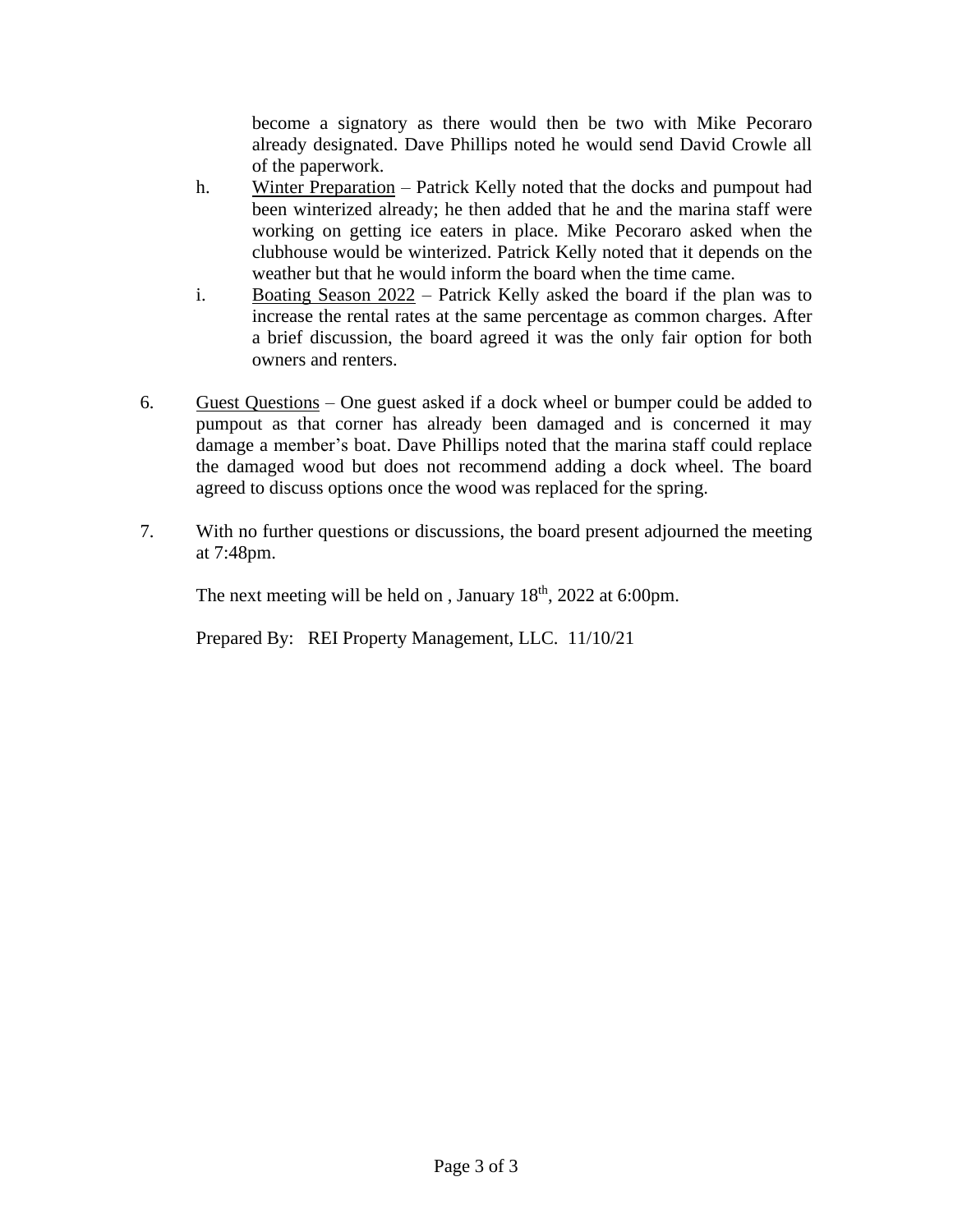become a signatory as there would then be two with Mike Pecoraro already designated. Dave Phillips noted he would send David Crowle all of the paperwork.

h. Winter Preparation – Patrick Kelly noted that the docks and pumpout had been winterized already; he then added that he and the marina staff were working on getting ice eaters in place. Mike Pecoraro asked when the clubhouse would be winterized. Patrick Kelly noted that it depends on the weather but that he would inform the board when the time came.

i. Boating Season 2022 – Patrick Kelly asked the board if the plan was to increase the rental rates at the same percentage as common charges. After a brief discussion, the board agreed it was the only fair option for both owners and renters.

6. Guest Questions – One guest asked if a dock wheel or bumper could be added to pumpout as that corner has already been damaged and is concerned it may damage a member's boat. Dave Phillips noted that the marina staff could replace the damaged wood but does not recommend adding a dock wheel. The board agreed to discuss options once the wood was replaced for the spring.

7. With no further questions or discussions, the board present adjourned the meeting at 7:48pm.

The next meeting will be held on , January 18th, 2022 at 6:00pm.

Prepared By: REI Property Management, LLC. 11/10/21